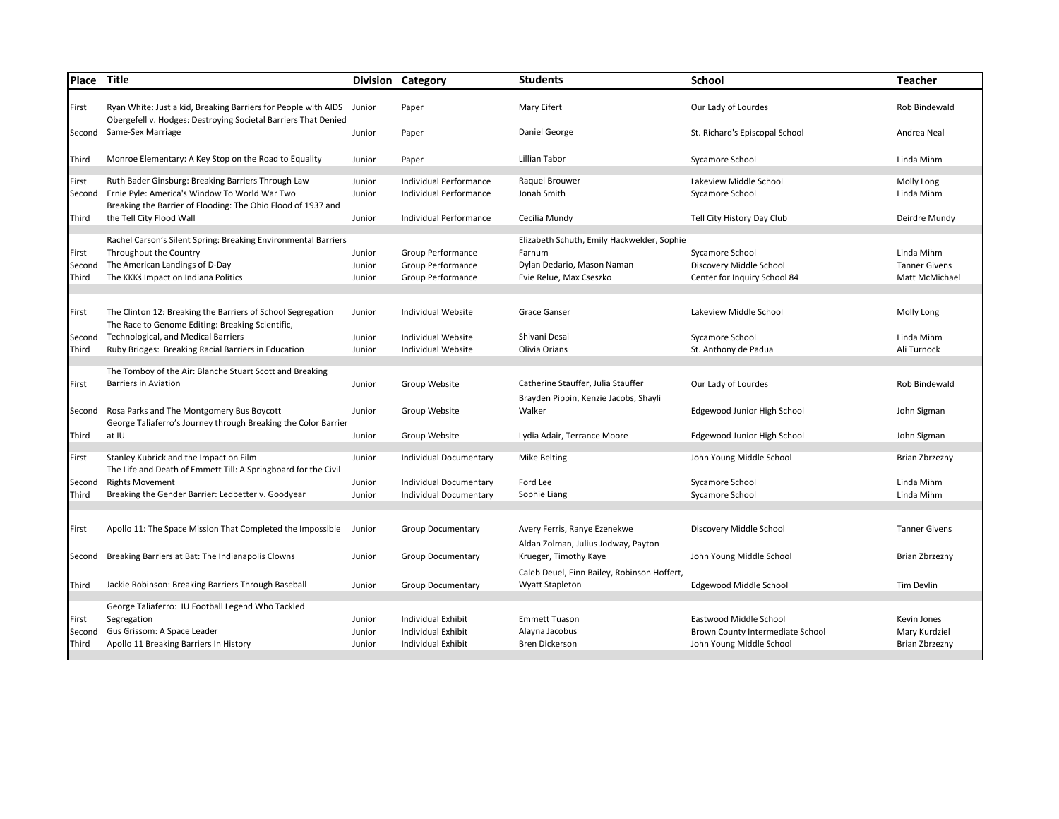| Place | Title | Division | Category | Students | School | Teacher |
|---|---|---|---|---|---|---|
| First | Ryan White: Just a kid, Breaking Barriers for People with AIDS | Junior | Paper | Mary Eifert | Our Lady of Lourdes | Rob Bindewald |
| Second | Obergefell v. Hodges: Destroying Societal Barriers That Denied Same-Sex Marriage | Junior | Paper | Daniel George | St. Richard's Episcopal School | Andrea Neal |
| Third | Monroe Elementary: A Key Stop on the Road to Equality | Junior | Paper | Lillian Tabor | Sycamore School | Linda Mihm |
| First | Ruth Bader Ginsburg: Breaking Barriers Through Law | Junior | Individual Performance | Raquel Brouwer | Lakeview Middle School | Molly Long |
| Second | Ernie Pyle: America's Window To World War Two | Junior | Individual Performance | Jonah Smith | Sycamore School | Linda Mihm |
| Third | Breaking the Barrier of Flooding: The Ohio Flood of 1937 and the Tell City Flood Wall | Junior | Individual Performance | Cecilia Mundy | Tell City History Day Club | Deirdre Mundy |
| First | Rachel Carson's Silent Spring: Breaking Environmental Barriers Throughout the Country | Junior | Group Performance | Elizabeth Schuth, Emily Hackwelder, Sophie Farnum | Sycamore School | Linda Mihm |
| Second | The American Landings of D-Day | Junior | Group Performance | Dylan Dedario, Mason Naman | Discovery Middle School | Tanner Givens |
| Third | The KKKś Impact on Indiana Politics | Junior | Group Performance | Evie Relue, Max Cseszko | Center for Inquiry School 84 | Matt McMichael |
| First | The Clinton 12: Breaking the Barriers of School Segregation | Junior | Individual Website | Grace Ganser | Lakeview Middle School | Molly Long |
| Second | The Race to Genome Editing: Breaking Scientific, Technological, and Medical Barriers | Junior | Individual Website | Shivani Desai | Sycamore School | Linda Mihm |
| Third | Ruby Bridges: Breaking Racial Barriers in Education | Junior | Individual Website | Olivia Orians | St. Anthony de Padua | Ali Turnock |
| First | The Tomboy of the Air: Blanche Stuart Scott and Breaking Barriers in Aviation | Junior | Group Website | Catherine Stauffer, Julia Stauffer | Our Lady of Lourdes | Rob Bindewald |
| Second | Rosa Parks and The Montgomery Bus Boycott | Junior | Group Website | Brayden Pippin, Kenzie Jacobs, Shayli Walker | Edgewood Junior High School | John Sigman |
| Third | George Taliaferro's Journey through Breaking the Color Barrier at IU | Junior | Group Website | Lydia Adair, Terrance Moore | Edgewood Junior High School | John Sigman |
| First | Stanley Kubrick and the Impact on Film | Junior | Individual Documentary | Mike Belting | John Young Middle School | Brian Zbrzezny |
| Second | The Life and Death of Emmett Till: A Springboard for the Civil Rights Movement | Junior | Individual Documentary | Ford Lee | Sycamore School | Linda Mihm |
| Third | Breaking the Gender Barrier: Ledbetter v. Goodyear | Junior | Individual Documentary | Sophie Liang | Sycamore School | Linda Mihm |
| First | Apollo 11: The Space Mission That Completed the Impossible | Junior | Group Documentary | Avery Ferris, Ranye Ezenekwe | Discovery Middle School | Tanner Givens |
| Second | Breaking Barriers at Bat: The Indianapolis Clowns | Junior | Group Documentary | Aldan Zolman, Julius Jodway, Payton Krueger, Timothy Kaye | John Young Middle School | Brian Zbrzezny |
| Third | Jackie Robinson: Breaking Barriers Through Baseball | Junior | Group Documentary | Caleb Deuel, Finn Bailey, Robinson Hoffert, Wyatt Stapleton | Edgewood Middle School | Tim Devlin |
| First | George Taliaferro: IU Football Legend Who Tackled Segregation | Junior | Individual Exhibit | Emmett Tuason | Eastwood Middle School | Kevin Jones |
| Second | Gus Grissom: A Space Leader | Junior | Individual Exhibit | Alayna Jacobus | Brown County Intermediate School | Mary Kurdziel |
| Third | Apollo 11 Breaking Barriers In History | Junior | Individual Exhibit | Bren Dickerson | John Young Middle School | Brian Zbrzezny |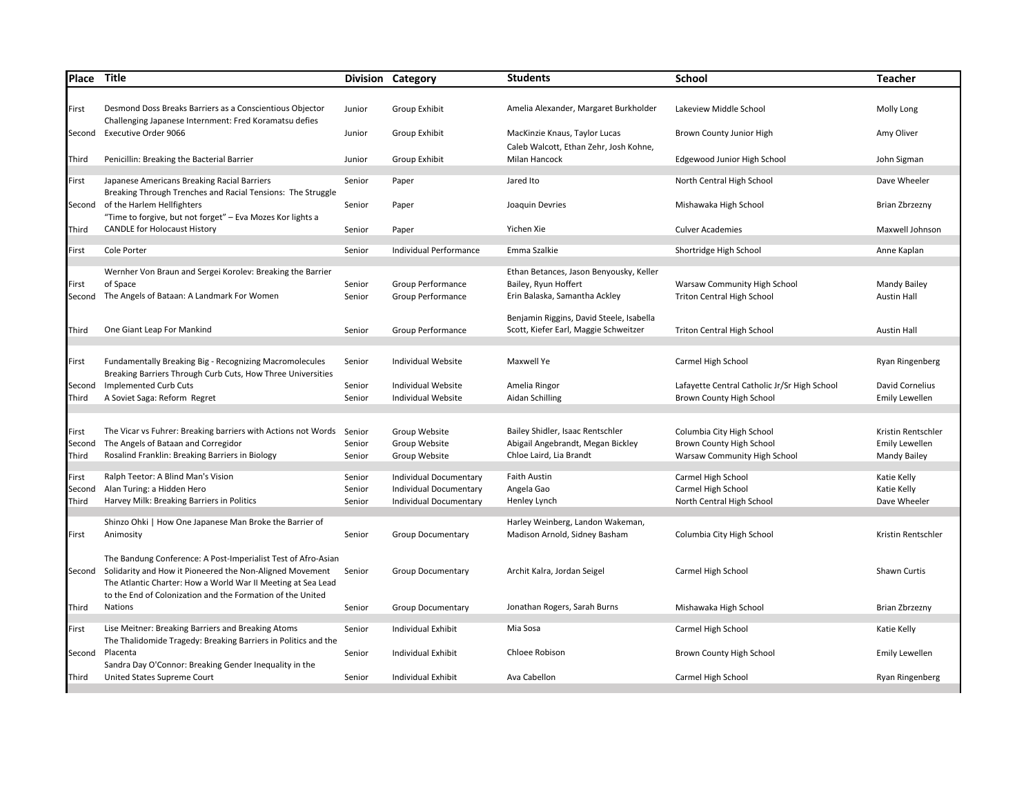| Place | Title | Division | Category | Students | School | Teacher |
|---|---|---|---|---|---|---|
| First | Desmond Doss Breaks Barriers as a Conscientious Objector | Junior | Group Exhibit | Amelia Alexander, Margaret Burkholder | Lakeview Middle School | Molly Long |
| Second | Challenging Japanese Internment: Fred Koramatsu defies Executive Order 9066 | Junior | Group Exhibit | MacKinzie Knaus, Taylor Lucas | Brown County Junior High | Amy Oliver |
| Third | Penicillin: Breaking the Bacterial Barrier | Junior | Group Exhibit | Caleb Walcott, Ethan Zehr, Josh Kohne, Milan Hancock | Edgewood Junior High School | John Sigman |
| First | Japanese Americans Breaking Racial Barriers | Senior | Paper | Jared Ito | North Central High School | Dave Wheeler |
| Second | Breaking Through Trenches and Racial Tensions: The Struggle of the Harlem Hellfighters | Senior | Paper | Joaquin Devries | Mishawaka High School | Brian Zbrzezny |
| Third | "Time to forgive, but not forget" – Eva Mozes Kor lights a CANDLE for Holocaust History | Senior | Paper | Yichen Xie | Culver Academies | Maxwell Johnson |
| First | Cole Porter | Senior | Individual Performance | Emma Szalkie | Shortridge High School | Anne Kaplan |
| First | Wernher Von Braun and Sergei Korolev: Breaking the Barrier of Space | Senior | Group Performance | Ethan Betances, Jason Benyousky, Keller Bailey, Ryun Hoffert | Warsaw Community High School | Mandy Bailey |
| Second | The Angels of Bataan: A Landmark For Women | Senior | Group Performance | Erin Balaska, Samantha Ackley | Triton Central High School | Austin Hall |
| Third | One Giant Leap For Mankind | Senior | Group Performance | Benjamin Riggins, David Steele, Isabella Scott, Kiefer Earl, Maggie Schweitzer | Triton Central High School | Austin Hall |
| First | Fundamentally Breaking Big - Recognizing Macromolecules | Senior | Individual Website | Maxwell Ye | Carmel High School | Ryan Ringenberg |
| Second | Breaking Barriers Through Curb Cuts, How Three Universities Implemented Curb Cuts | Senior | Individual Website | Amelia Ringor | Lafayette Central Catholic Jr/Sr High School | David Cornelius |
| Third | A Soviet Saga: Reform Regret | Senior | Individual Website | Aidan Schilling | Brown County High School | Emily Lewellen |
| First | The Vicar vs Fuhrer: Breaking barriers with Actions not Words | Senior | Group Website | Bailey Shidler, Isaac Rentschler | Columbia City High School | Kristin Rentschler |
| Second | The Angels of Bataan and Corregidor | Senior | Group Website | Abigail Angebrandt, Megan Bickley | Brown County High School | Emily Lewellen |
| Third | Rosalind Franklin: Breaking Barriers in Biology | Senior | Group Website | Chloe Laird, Lia Brandt | Warsaw Community High School | Mandy Bailey |
| First | Ralph Teetor: A Blind Man's Vision | Senior | Individual Documentary | Faith Austin | Carmel High School | Katie Kelly |
| Second | Alan Turing: a Hidden Hero | Senior | Individual Documentary | Angela Gao | Carmel High School | Katie Kelly |
| Third | Harvey Milk: Breaking Barriers in Politics | Senior | Individual Documentary | Henley Lynch | North Central High School | Dave Wheeler |
| First | Shinzo Ohki \| How One Japanese Man Broke the Barrier of Animosity | Senior | Group Documentary | Harley Weinberg, Landon Wakeman, Madison Arnold, Sidney Basham | Columbia City High School | Kristin Rentschler |
| Second | The Bandung Conference: A Post-Imperialist Test of Afro-Asian Solidarity and How it Pioneered the Non-Aligned Movement | Senior | Group Documentary | Archit Kalra, Jordan Seigel | Carmel High School | Shawn Curtis |
| Third | The Atlantic Charter: How a World War II Meeting at Sea Lead to the End of Colonization and the Formation of the United Nations | Senior | Group Documentary | Jonathan Rogers, Sarah Burns | Mishawaka High School | Brian Zbrzezny |
| First | Lise Meitner: Breaking Barriers and Breaking Atoms | Senior | Individual Exhibit | Mia Sosa | Carmel High School | Katie Kelly |
| Second | The Thalidomide Tragedy: Breaking Barriers in Politics and the Placenta | Senior | Individual Exhibit | Chloee Robison | Brown County High School | Emily Lewellen |
| Third | Sandra Day O'Connor: Breaking Gender Inequality in the United States Supreme Court | Senior | Individual Exhibit | Ava Cabellon | Carmel High School | Ryan Ringenberg |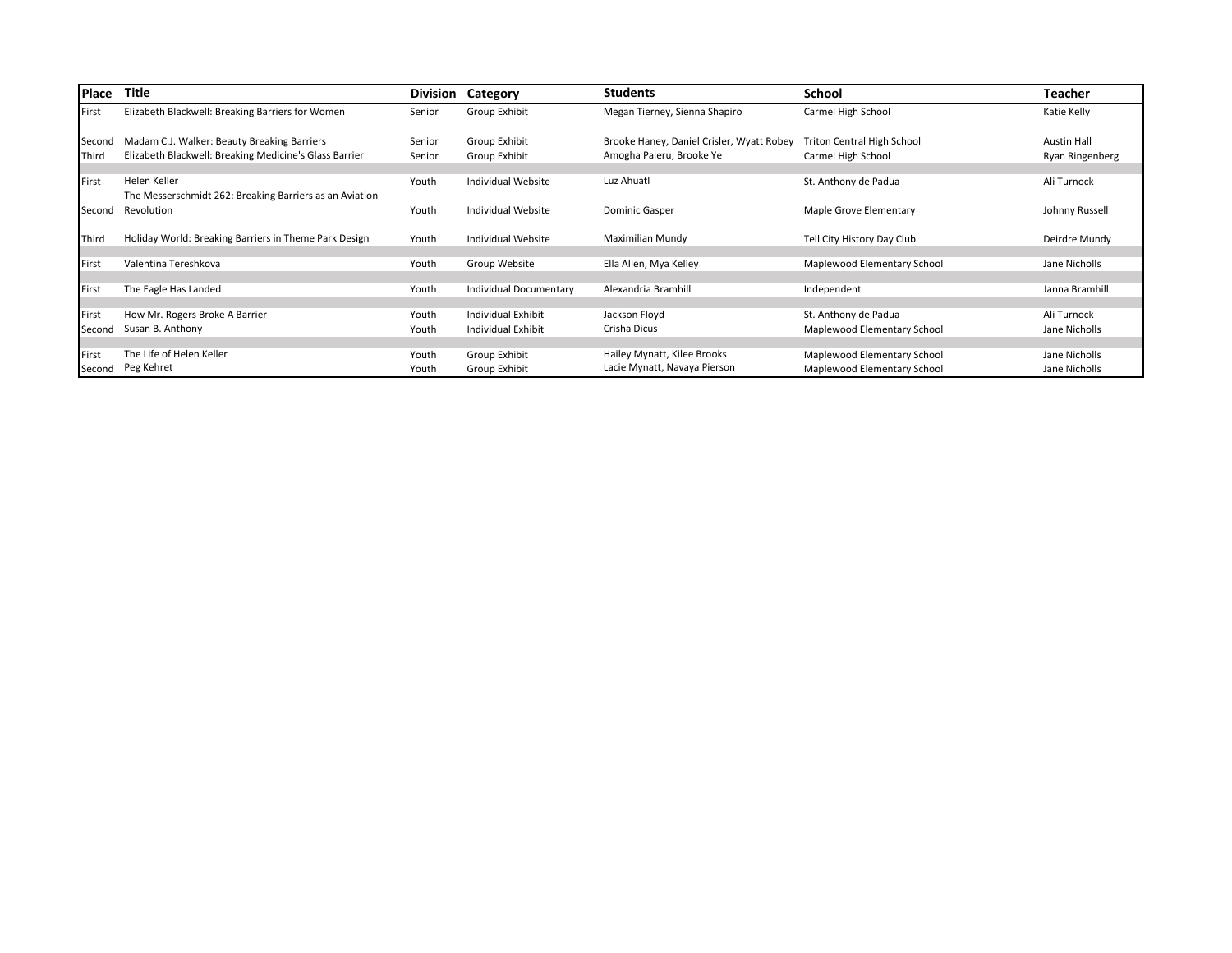| Place | Title | Division | Category | Students | School | Teacher |
|---|---|---|---|---|---|---|
| First | Elizabeth Blackwell: Breaking Barriers for Women | Senior | Group Exhibit | Megan Tierney, Sienna Shapiro | Carmel High School | Katie Kelly |
| Second | Madam C.J. Walker: Beauty Breaking Barriers | Senior | Group Exhibit | Brooke Haney, Daniel Crisler, Wyatt Robey | Triton Central High School | Austin Hall |
| Third | Elizabeth Blackwell: Breaking Medicine's Glass Barrier | Senior | Group Exhibit | Amogha Paleru, Brooke Ye | Carmel High School | Ryan Ringenberg |
| | | | | | | |
| First | Helen Keller | Youth | Individual Website | Luz Ahuatl | St. Anthony de Padua | Ali Turnock |
| Second | The Messerschmidt 262: Breaking Barriers as an Aviation Revolution | Youth | Individual Website | Dominic Gasper | Maple Grove Elementary | Johnny Russell |
| Third | Holiday World: Breaking Barriers in Theme Park Design | Youth | Individual Website | Maximilian Mundy | Tell City History Day Club | Deirdre Mundy |
| | | | | | | |
| First | Valentina Tereshkova | Youth | Group Website | Ella Allen, Mya Kelley | Maplewood Elementary School | Jane Nicholls |
| | | | | | | |
| First | The Eagle Has Landed | Youth | Individual Documentary | Alexandria Bramhill | Independent | Janna Bramhill |
| | | | | | | |
| First | How Mr. Rogers Broke A Barrier | Youth | Individual Exhibit | Jackson Floyd | St. Anthony de Padua | Ali Turnock |
| Second | Susan B. Anthony | Youth | Individual Exhibit | Crisha Dicus | Maplewood Elementary School | Jane Nicholls |
| | | | | | | |
| First | The Life of Helen Keller | Youth | Group Exhibit | Hailey Mynatt, Kilee Brooks | Maplewood Elementary School | Jane Nicholls |
| Second | Peg Kehret | Youth | Group Exhibit | Lacie Mynatt, Navaya Pierson | Maplewood Elementary School | Jane Nicholls |